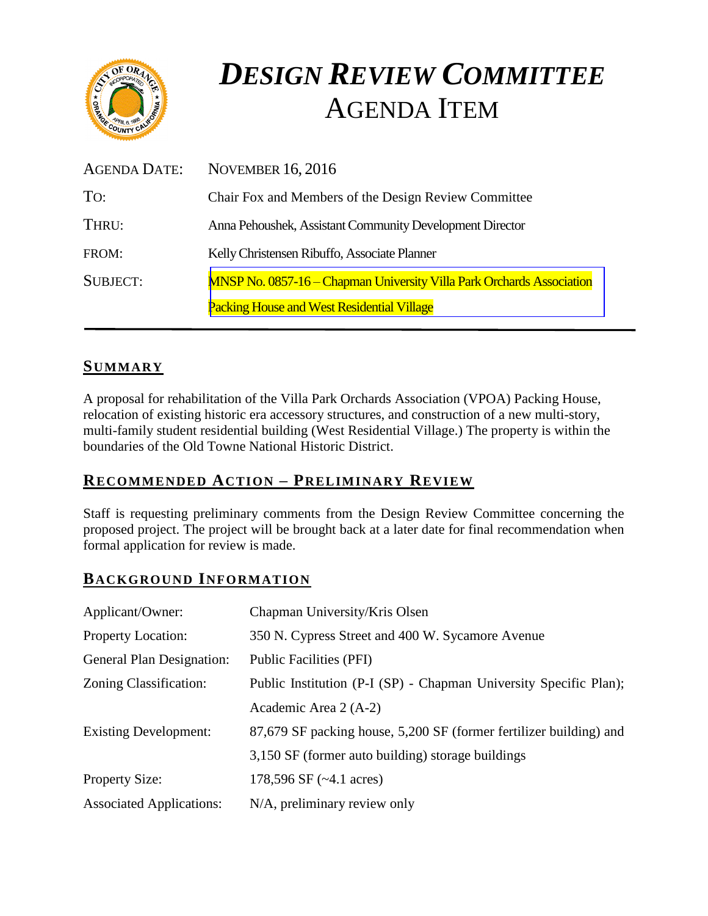# *DESIGN REVIEW COMMITTEE*
# AGENDA ITEM

| | |
|---|---|
| AGENDA DATE: | NOVEMBER 16, 2016 |
| TO: | Chair Fox and Members of the Design Review Committee |
| THRU: | Anna Pehoushek, Assistant Community Development Director |
| FROM: | Kelly Christensen Ribuffo, Associate Planner |
| SUBJECT: | MNSP No. 0857-16 – Chapman University Villa Park Orchards Association Packing House and West Residential Village |

## SUMMARY

A proposal for rehabilitation of the Villa Park Orchards Association (VPOA) Packing House, relocation of existing historic era accessory structures, and construction of a new multi-story, multi-family student residential building (West Residential Village.) The property is within the boundaries of the Old Towne National Historic District.

## RECOMMENDED ACTION – PRELIMINARY REVIEW

Staff is requesting preliminary comments from the Design Review Committee concerning the proposed project. The project will be brought back at a later date for final recommendation when formal application for review is made.

## BACKGROUND INFORMATION

| | |
|---|---|
| Applicant/Owner: | Chapman University/Kris Olsen |
| Property Location: | 350 N. Cypress Street and 400 W. Sycamore Avenue |
| General Plan Designation: | Public Facilities (PFI) |
| Zoning Classification: | Public Institution (P-I (SP) - Chapman University Specific Plan); Academic Area 2 (A-2) |
| Existing Development: | 87,679 SF packing house, 5,200 SF (former fertilizer building) and 3,150 SF (former auto building) storage buildings |
| Property Size: | 178,596 SF (~4.1 acres) |
| Associated Applications: | N/A, preliminary review only |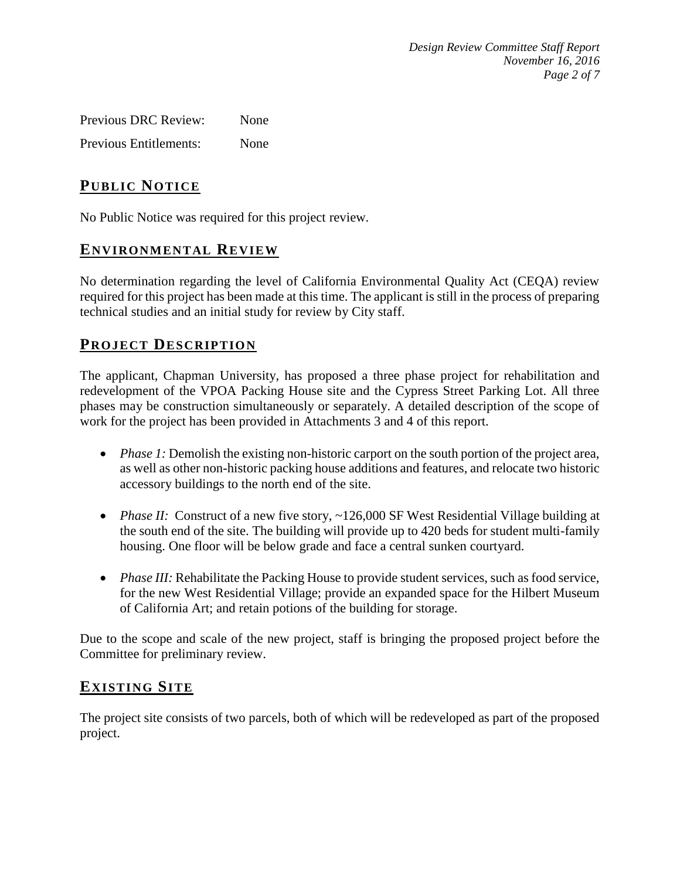Previous DRC Review: None

Previous Entitlements: None

## PUBLIC NOTICE

No Public Notice was required for this project review.

## ENVIRONMENTAL REVIEW

No determination regarding the level of California Environmental Quality Act (CEQA) review required for this project has been made at this time. The applicant is still in the process of preparing technical studies and an initial study for review by City staff.

## PROJECT DESCRIPTION

The applicant, Chapman University, has proposed a three phase project for rehabilitation and redevelopment of the VPOA Packing House site and the Cypress Street Parking Lot. All three phases may be construction simultaneously or separately. A detailed description of the scope of work for the project has been provided in Attachments 3 and 4 of this report.

- *Phase 1:* Demolish the existing non-historic carport on the south portion of the project area, as well as other non-historic packing house additions and features, and relocate two historic accessory buildings to the north end of the site.
- *Phase II:* Construct of a new five story, ~126,000 SF West Residential Village building at the south end of the site. The building will provide up to 420 beds for student multi-family housing. One floor will be below grade and face a central sunken courtyard.
- *Phase III:* Rehabilitate the Packing House to provide student services, such as food service, for the new West Residential Village; provide an expanded space for the Hilbert Museum of California Art; and retain potions of the building for storage.

Due to the scope and scale of the new project, staff is bringing the proposed project before the Committee for preliminary review.

## EXISTING SITE

The project site consists of two parcels, both of which will be redeveloped as part of the proposed project.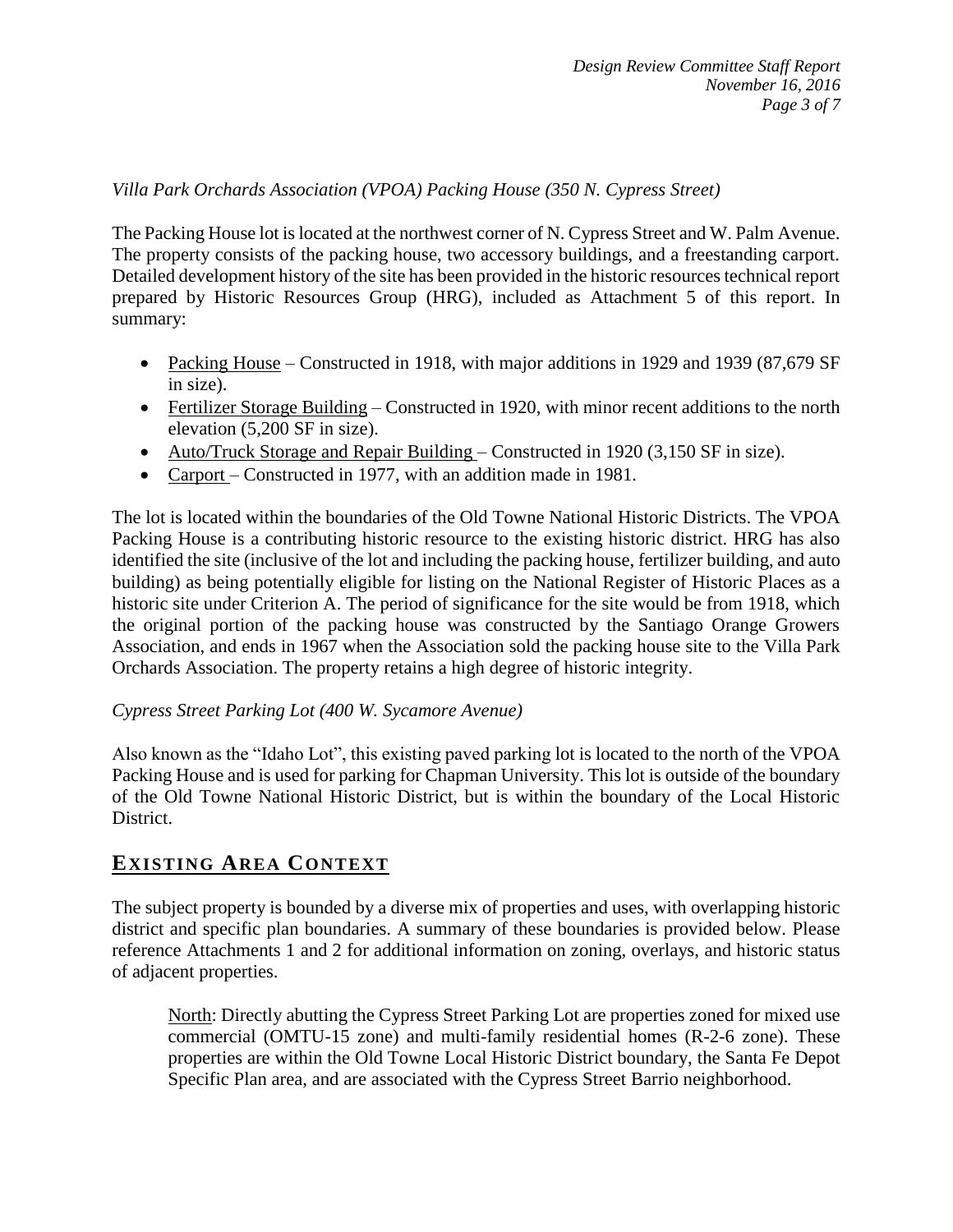*Villa Park Orchards Association (VPOA) Packing House (350 N. Cypress Street)*

The Packing House lot is located at the northwest corner of N. Cypress Street and W. Palm Avenue. The property consists of the packing house, two accessory buildings, and a freestanding carport. Detailed development history of the site has been provided in the historic resources technical report prepared by Historic Resources Group (HRG), included as Attachment 5 of this report. In summary:

- <u>Packing House</u> – Constructed in 1918, with major additions in 1929 and 1939 (87,679 SF in size).
- <u>Fertilizer Storage Building</u> – Constructed in 1920, with minor recent additions to the north elevation (5,200 SF in size).
- <u>Auto/Truck Storage and Repair Building</u> – Constructed in 1920 (3,150 SF in size).
- <u>Carport</u> – Constructed in 1977, with an addition made in 1981.

The lot is located within the boundaries of the Old Towne National Historic Districts. The VPOA Packing House is a contributing historic resource to the existing historic district. HRG has also identified the site (inclusive of the lot and including the packing house, fertilizer building, and auto building) as being potentially eligible for listing on the National Register of Historic Places as a historic site under Criterion A. The period of significance for the site would be from 1918, which the original portion of the packing house was constructed by the Santiago Orange Growers Association, and ends in 1967 when the Association sold the packing house site to the Villa Park Orchards Association. The property retains a high degree of historic integrity.

*Cypress Street Parking Lot (400 W. Sycamore Avenue)*

Also known as the "Idaho Lot", this existing paved parking lot is located to the north of the VPOA Packing House and is used for parking for Chapman University. This lot is outside of the boundary of the Old Towne National Historic District, but is within the boundary of the Local Historic District.

## EXISTING AREA CONTEXT

The subject property is bounded by a diverse mix of properties and uses, with overlapping historic district and specific plan boundaries. A summary of these boundaries is provided below. Please reference Attachments 1 and 2 for additional information on zoning, overlays, and historic status of adjacent properties.

<u>North</u>: Directly abutting the Cypress Street Parking Lot are properties zoned for mixed use commercial (OMTU-15 zone) and multi-family residential homes (R-2-6 zone). These properties are within the Old Towne Local Historic District boundary, the Santa Fe Depot Specific Plan area, and are associated with the Cypress Street Barrio neighborhood.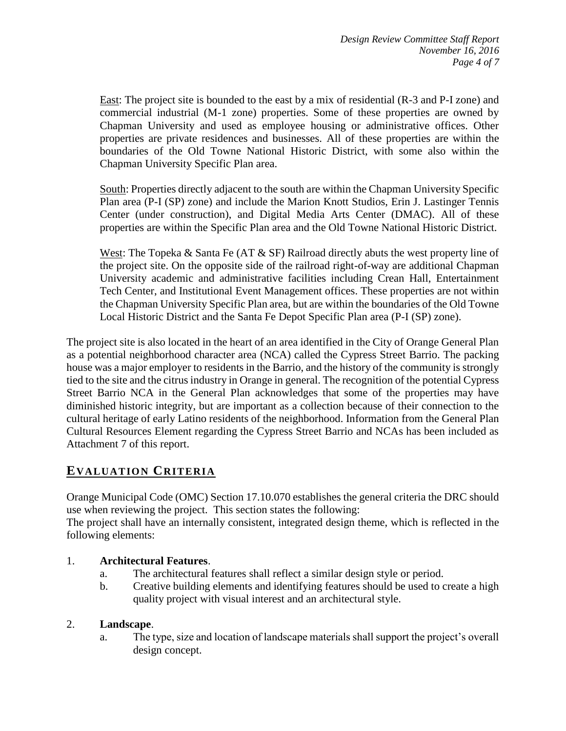East: The project site is bounded to the east by a mix of residential (R-3 and P-I zone) and commercial industrial (M-1 zone) properties. Some of these properties are owned by Chapman University and used as employee housing or administrative offices. Other properties are private residences and businesses. All of these properties are within the boundaries of the Old Towne National Historic District, with some also within the Chapman University Specific Plan area.

South: Properties directly adjacent to the south are within the Chapman University Specific Plan area (P-I (SP) zone) and include the Marion Knott Studios, Erin J. Lastinger Tennis Center (under construction), and Digital Media Arts Center (DMAC). All of these properties are within the Specific Plan area and the Old Towne National Historic District.

West: The Topeka & Santa Fe (AT & SF) Railroad directly abuts the west property line of the project site. On the opposite side of the railroad right-of-way are additional Chapman University academic and administrative facilities including Crean Hall, Entertainment Tech Center, and Institutional Event Management offices. These properties are not within the Chapman University Specific Plan area, but are within the boundaries of the Old Towne Local Historic District and the Santa Fe Depot Specific Plan area (P-I (SP) zone).

The project site is also located in the heart of an area identified in the City of Orange General Plan as a potential neighborhood character area (NCA) called the Cypress Street Barrio. The packing house was a major employer to residents in the Barrio, and the history of the community is strongly tied to the site and the citrus industry in Orange in general. The recognition of the potential Cypress Street Barrio NCA in the General Plan acknowledges that some of the properties may have diminished historic integrity, but are important as a collection because of their connection to the cultural heritage of early Latino residents of the neighborhood. Information from the General Plan Cultural Resources Element regarding the Cypress Street Barrio and NCAs has been included as Attachment 7 of this report.

## EVALUATION CRITERIA

Orange Municipal Code (OMC) Section 17.10.070 establishes the general criteria the DRC should use when reviewing the project. This section states the following:

The project shall have an internally consistent, integrated design theme, which is reflected in the following elements:

1. **Architectural Features**.
   a. The architectural features shall reflect a similar design style or period.
   b. Creative building elements and identifying features should be used to create a high quality project with visual interest and an architectural style.

2. **Landscape**.
   a. The type, size and location of landscape materials shall support the project's overall design concept.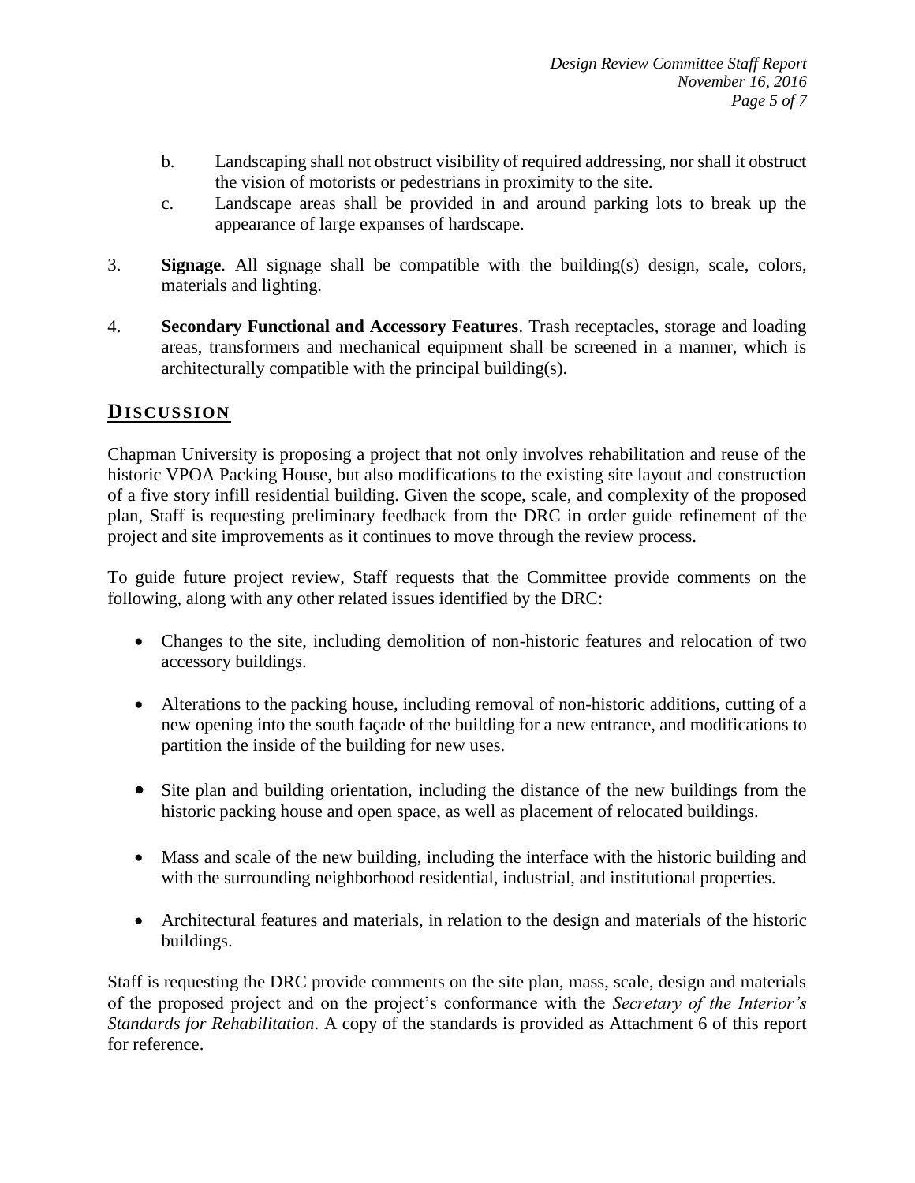b. Landscaping shall not obstruct visibility of required addressing, nor shall it obstruct the vision of motorists or pedestrians in proximity to the site.

c. Landscape areas shall be provided in and around parking lots to break up the appearance of large expanses of hardscape.

3. **Signage**. All signage shall be compatible with the building(s) design, scale, colors, materials and lighting.

4. **Secondary Functional and Accessory Features**. Trash receptacles, storage and loading areas, transformers and mechanical equipment shall be screened in a manner, which is architecturally compatible with the principal building(s).

## DISCUSSION

Chapman University is proposing a project that not only involves rehabilitation and reuse of the historic VPOA Packing House, but also modifications to the existing site layout and construction of a five story infill residential building. Given the scope, scale, and complexity of the proposed plan, Staff is requesting preliminary feedback from the DRC in order guide refinement of the project and site improvements as it continues to move through the review process.

To guide future project review, Staff requests that the Committee provide comments on the following, along with any other related issues identified by the DRC:

- Changes to the site, including demolition of non-historic features and relocation of two accessory buildings.
- Alterations to the packing house, including removal of non-historic additions, cutting of a new opening into the south façade of the building for a new entrance, and modifications to partition the inside of the building for new uses.
- Site plan and building orientation, including the distance of the new buildings from the historic packing house and open space, as well as placement of relocated buildings.
- Mass and scale of the new building, including the interface with the historic building and with the surrounding neighborhood residential, industrial, and institutional properties.
- Architectural features and materials, in relation to the design and materials of the historic buildings.

Staff is requesting the DRC provide comments on the site plan, mass, scale, design and materials of the proposed project and on the project's conformance with the *Secretary of the Interior's Standards for Rehabilitation*. A copy of the standards is provided as Attachment 6 of this report for reference.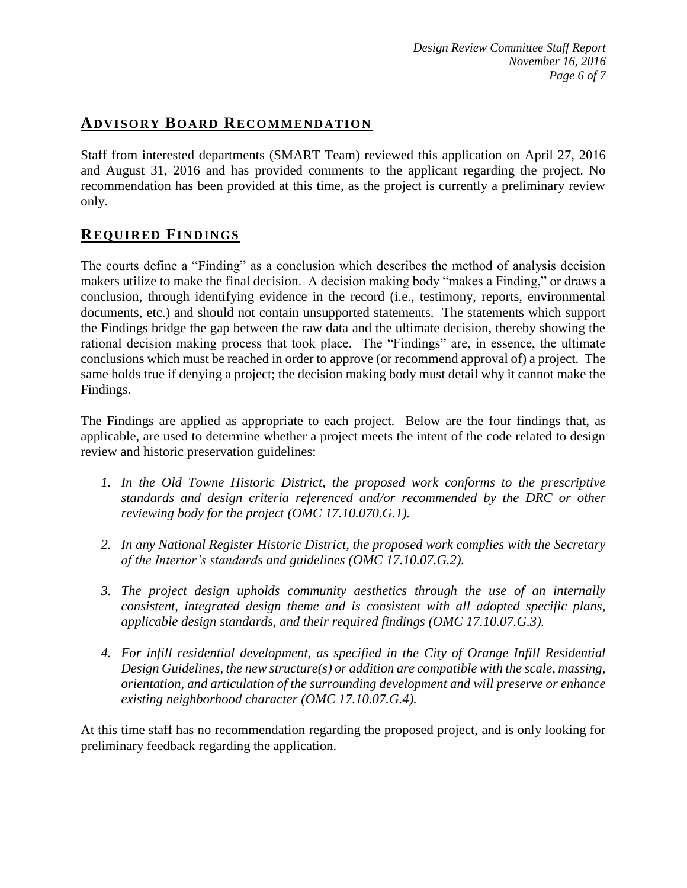## ADVISORY BOARD RECOMMENDATION

Staff from interested departments (SMART Team) reviewed this application on April 27, 2016 and August 31, 2016 and has provided comments to the applicant regarding the project. No recommendation has been provided at this time, as the project is currently a preliminary review only.

## REQUIRED FINDINGS

The courts define a "Finding" as a conclusion which describes the method of analysis decision makers utilize to make the final decision. A decision making body "makes a Finding," or draws a conclusion, through identifying evidence in the record (i.e., testimony, reports, environmental documents, etc.) and should not contain unsupported statements. The statements which support the Findings bridge the gap between the raw data and the ultimate decision, thereby showing the rational decision making process that took place. The "Findings" are, in essence, the ultimate conclusions which must be reached in order to approve (or recommend approval of) a project. The same holds true if denying a project; the decision making body must detail why it cannot make the Findings.

The Findings are applied as appropriate to each project. Below are the four findings that, as applicable, are used to determine whether a project meets the intent of the code related to design review and historic preservation guidelines:

1. *In the Old Towne Historic District, the proposed work conforms to the prescriptive standards and design criteria referenced and/or recommended by the DRC or other reviewing body for the project (OMC 17.10.070.G.1).*

2. *In any National Register Historic District, the proposed work complies with the Secretary of the Interior's standards and guidelines (OMC 17.10.07.G.2).*

3. *The project design upholds community aesthetics through the use of an internally consistent, integrated design theme and is consistent with all adopted specific plans, applicable design standards, and their required findings (OMC 17.10.07.G.3).*

4. *For infill residential development, as specified in the City of Orange Infill Residential Design Guidelines, the new structure(s) or addition are compatible with the scale, massing, orientation, and articulation of the surrounding development and will preserve or enhance existing neighborhood character (OMC 17.10.07.G.4).*

At this time staff has no recommendation regarding the proposed project, and is only looking for preliminary feedback regarding the application.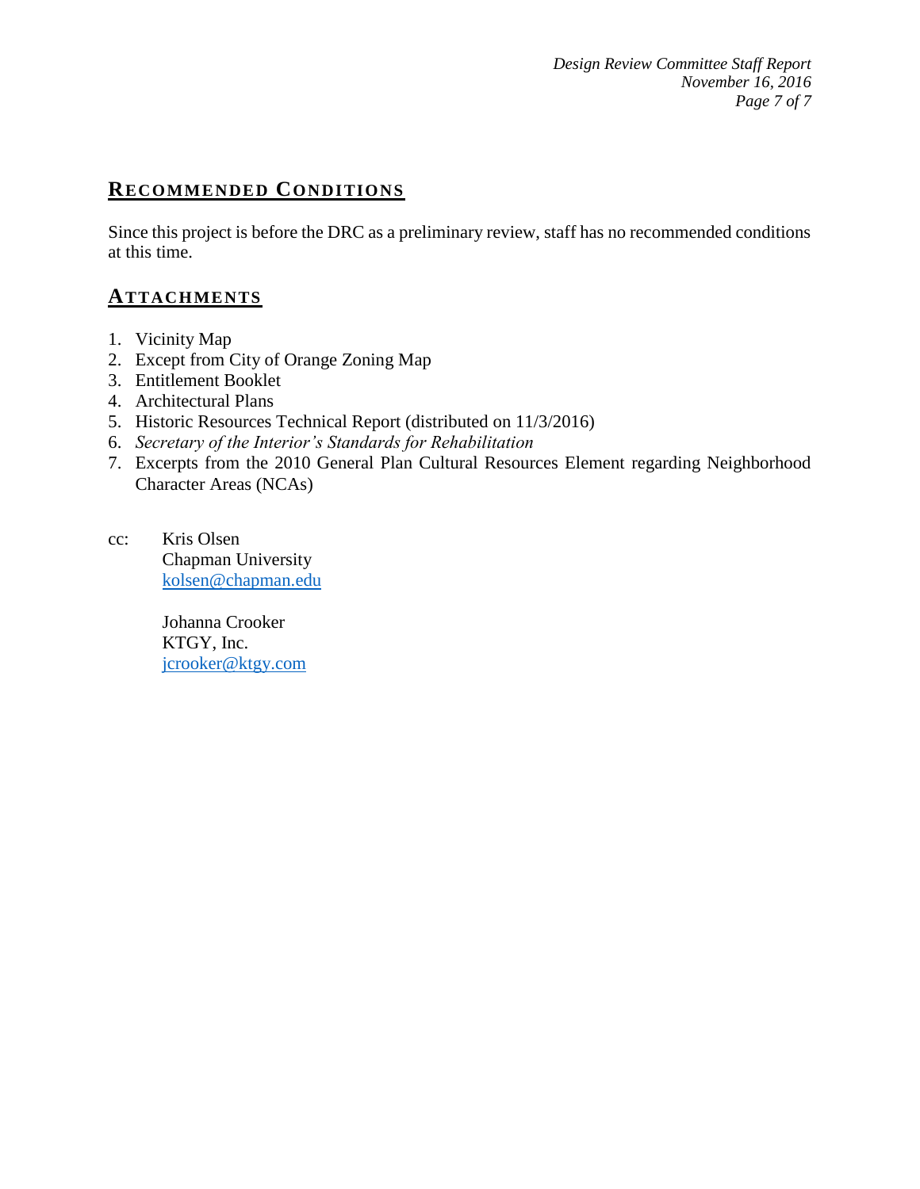## RECOMMENDED CONDITIONS

Since this project is before the DRC as a preliminary review, staff has no recommended conditions at this time.

## ATTACHMENTS

1. Vicinity Map
2. Except from City of Orange Zoning Map
3. Entitlement Booklet
4. Architectural Plans
5. Historic Resources Technical Report (distributed on 11/3/2016)
6. *Secretary of the Interior's Standards for Rehabilitation*
7. Excerpts from the 2010 General Plan Cultural Resources Element regarding Neighborhood Character Areas (NCAs)

cc: Kris Olsen
Chapman University
kolsen@chapman.edu

Johanna Crooker
KTGY, Inc.
jcrooker@ktgy.com